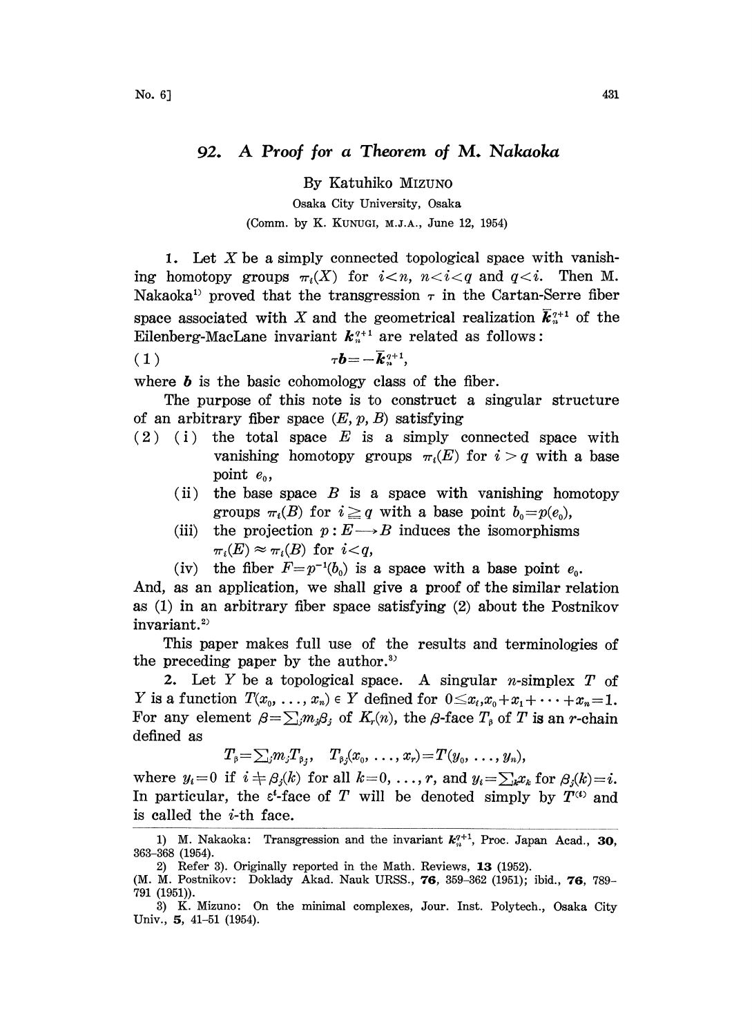# 92. A Proof for a Theorem of M. Nakaoka

By Katuhiko MIZUNO

Osaka City University, Osaka

(Comm. by K. KUNUGI, M.J.A., June 12, 1954)

1. Let $X$ be a simply connected topological space with vanishing homotopy groups $\pi_i(X)$ for $i<n$, $n<i<q$ and $q<i$. Then M. Nakaoka[1] proved that the transgression $\tau$ in the Cartan-Serre fiber space associated with $X$ and the geometrical realization $\bar{\boldsymbol{k}}_n^{q+1}$ of the Eilenberg-MacLane invariant $\boldsymbol{k}_n^{q+1}$ are related as follows:

$$(1) \qquad \tau\boldsymbol{b} = -\bar{\boldsymbol{k}}_n^{q+1},$$

where $\boldsymbol{b}$ is the basic cohomology class of the fiber.

The purpose of this note is to construct a singular structure of an arbitrary fiber space $(E, p, B)$ satisfying

(2) (i) the total space $E$ is a simply connected space with vanishing homotopy groups $\pi_i(E)$ for $i>q$ with a base point $e_0$,

(ii) the base space $B$ is a space with vanishing homotopy groups $\pi_i(B)$ for $i \geqq q$ with a base point $b_0 = p(e_0)$,

(iii) the projection $p: E \longrightarrow B$ induces the isomorphisms $\pi_i(E) \approx \pi_i(B)$ for $i<q$,

(iv) the fiber $F = p^{-1}(b_0)$ is a space with a base point $e_0$.

And, as an application, we shall give a proof of the similar relation as (1) in an arbitrary fiber space satisfying (2) about the Postnikov invariant.[2]

This paper makes full use of the results and terminologies of the preceding paper by the author.[3]

2. Let $Y$ be a topological space. A singular $n$-simplex $T$ of $Y$ is a function $T(x_0, \ldots, x_n) \in Y$ defined for $0 \leqq x_i, x_0 + x_1 + \cdots + x_n = 1$. For any element $\beta = \sum_j m_j \beta_j$ of $K_r(n)$, the $\beta$-face $T_\beta$ of $T$ is an $r$-chain defined as

$$T_\beta = \sum_j m_j T_{\beta_j}, \quad T_{\beta_j}(x_0, \ldots, x_r) = T(y_0, \ldots, y_n),$$

where $y_i = 0$ if $i \neq \beta_j(k)$ for all $k = 0, \ldots, r$, and $y_i = \sum_k x_k$ for $\beta_j(k) = i$. In particular, the $\varepsilon^i$-face of $T$ will be denoted simply by $T^{(i)}$ and is called the $i$-th face.

---

1) M. Nakaoka: Transgression and the invariant $\boldsymbol{k}_n^{q+1}$, Proc. Japan Acad., **30**, 363–368 (1954).

2) Refer 3). Originally reported in the Math. Reviews, **13** (1952). (M. M. Postnikov: Doklady Akad. Nauk URSS., **76**, 359–362 (1951); ibid., **76**, 789–791 (1951)).

3) K. Mizuno: On the minimal complexes, Jour. Inst. Polytech., Osaka City Univ., **5**, 41–51 (1954).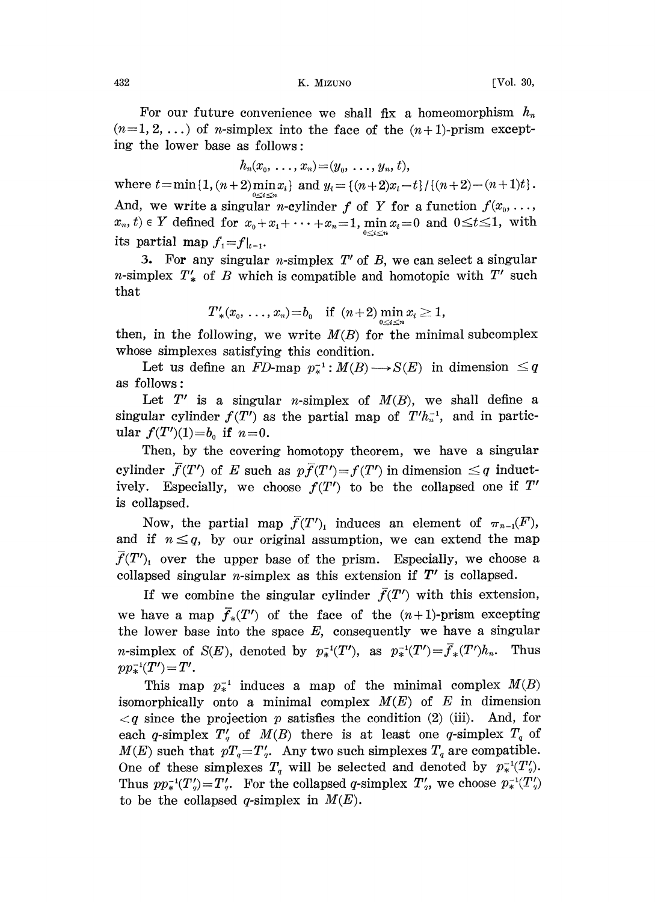For our future convenience we shall fix a homeomorphism $h_n$ $(n=1, 2, \ldots)$ of $n$-simplex into the face of the $(n+1)$-prism excepting the lower base as follows:

$$h_n(x_0, \ldots, x_n)=(y_0, \ldots, y_n, t),$$

where $t=\min\{1, (n+2)\min_{0\leq i\leq n} x_i\}$ and $y_i=\{(n+2)x_i-t\}/\{(n+2)-(n+1)t\}$. And, we write a singular $n$-**cylinder** $f$ of $Y$ for a function $f(x_0, \ldots, x_n, t) \in Y$ defined for $x_0+x_1+\cdots+x_n=1$, $\min_{0\leq i\leq n} x_i=0$ and $0\leq t\leq 1$, with its partial map $f_1=f|_{t=1}$.

3. For any singular $n$-simplex $T'$ of $B$, we can select a singular $n$-simplex $T'_*$ of $B$ which is compatible and homotopic with $T'$ such that

$$T'_*(x_0, \ldots, x_n)=b_0 \quad \text{if } (n+2)\min_{0\leq i\leq n} x_i \geq 1,$$

then, in the following, we write $M(B)$ for the minimal subcomplex whose simplexes satisfying this condition.

Let us define an $FD$-map $p_*^{-1}: M(B) \longrightarrow S(E)$ in dimension $\leq q$ as follows:

Let $T'$ is a singular $n$-simplex of $M(B)$, we shall define a singular cylinder $f(T')$ as the partial map of $T'h_n^{-1}$, and in particular $f(T')(1)=b_0$ if $n=0$.

Then, by the covering homotopy theorem, we have a singular cylinder $\bar{f}(T')$ of $E$ such as $p\bar{f}(T')=f(T')$ in dimension $\leq q$ inductively. Especially, we choose $f(T')$ to be the collapsed one if $T'$ is collapsed.

Now, the partial map $\bar{f}(T')_1$ induces an element of $\pi_{n-1}(F)$, and if $n\leq q$, by our original assumption, we can extend the map $\bar{f}(T')_1$ over the upper base of the prism. Especially, we choose a collapsed singular $n$-simplex as this extension if $T'$ is collapsed.

If we combine the singular cylinder $\bar{f}(T')$ with this extension, we have a map $\bar{f}_*(T')$ of the face of the $(n+1)$-prism excepting the lower base into the space $E$, consequently we have a singular $n$-simplex of $S(E)$, denoted by $p_*^{-1}(T')$, as $p_*^{-1}(T')=\bar{f}_*(T')h_n$. Thus $pp_*^{-1}(T')=T'$.

This map $p_*^{-1}$ induces a map of the minimal complex $M(B)$ isomorphically onto a minimal complex $M(E)$ of $E$ in dimension $<q$ since the projection $p$ satisfies the condition (2) (iii). And, for each $q$-simplex $T'_q$ of $M(B)$ there is at least one $q$-simplex $T_q$ of $M(E)$ such that $pT_q=T'_q$. Any two such simplexes $T_q$ are compatible. One of these simplexes $T_q$ will be selected and denoted by $p_*^{-1}(T'_q)$. Thus $pp_*^{-1}(T'_q)=T'_q$. For the collapsed $q$-simplex $T'_q$, we choose $p_*^{-1}(T'_q)$ to be the collapsed $q$-simplex in $M(E)$.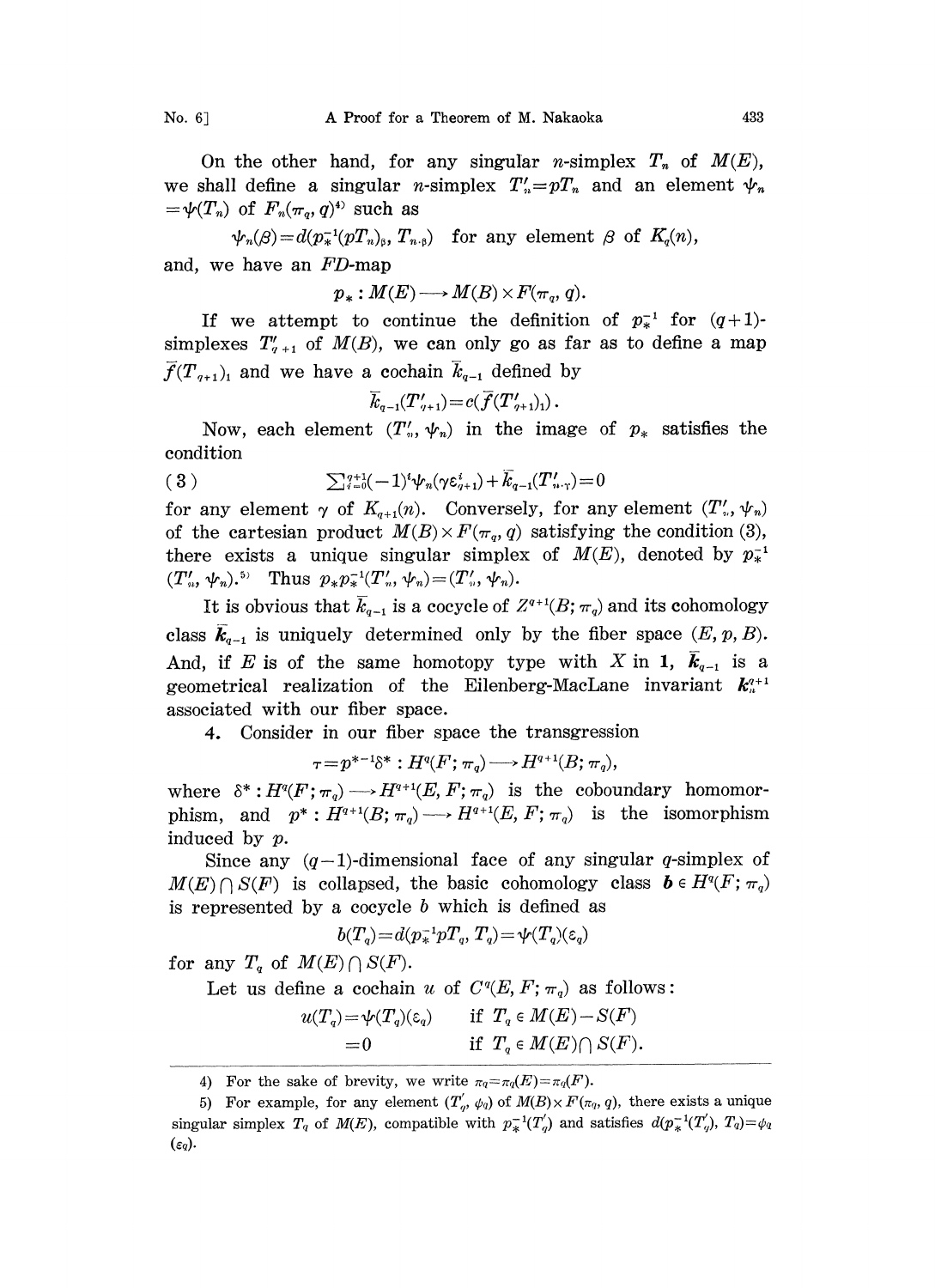On the other hand, for any singular $n$-simplex $T_n$ of $M(E)$, we shall define a singular $n$-simplex $T'_n = pT_n$ and an element $\psi_n = \psi(T_n)$ of $F_n(\pi_q, q)$[4] such as

$$\psi_n(\beta) = d(p_*^{-1}(pT_n)_\beta, T_{n\cdot\beta}) \quad \text{for any element } \beta \text{ of } K_q(n),$$

and, we have an $FD$-map

$$p_* : M(E) \longrightarrow M(B) \times F(\pi_q, q).$$

If we attempt to continue the definition of $p_*^{-1}$ for $(q+1)$-simplexes $T'_{q+1}$ of $M(B)$, we can only go as far as to define a map $\bar{f}(T_{q+1})_1$ and we have a cochain $\bar{k}_{q-1}$ defined by

$$\bar{k}_{q-1}(T'_{q+1}) = c(\bar{f}(T'_{q+1})_1).$$

Now, each element $(T'_n, \psi_n)$ in the image of $p_*$ satisfies the condition

$$\sum_{i=0}^{q+1}(-1)^i \psi_n(\gamma \varepsilon_{q+1}^i) + \bar{k}_{q-1}(T'_{n\cdot\gamma}) = 0 \tag{3}$$

for any element $\gamma$ of $K_{q+1}(n)$. Conversely, for any element $(T'_n, \psi_n)$ of the cartesian product $M(B) \times F(\pi_q, q)$ satisfying the condition (3), there exists a unique singular simplex of $M(E)$, denoted by $p_*^{-1}(T'_n, \psi_n)$.[5] Thus $p_* p_*^{-1}(T'_n, \psi_n) = (T'_n, \psi_n)$.

It is obvious that $\bar{k}_{q-1}$ is a cocycle of $Z^{q+1}(B; \pi_q)$ and its cohomology class $\bar{\boldsymbol{k}}_{q-1}$ is uniquely determined only by the fiber space $(E, p, B)$. And, if $E$ is of the same homotopy type with $X$ in **1**, $\bar{\boldsymbol{k}}_{q-1}$ is a geometrical realization of the Eilenberg-MacLane invariant $\boldsymbol{k}_n^{q+1}$ associated with our fiber space.

**4.** Consider in our fiber space the transgression

$$\tau = p^{*-1}\delta^* : H^q(F; \pi_q) \longrightarrow H^{q+1}(B; \pi_q),$$

where $\delta^* : H^q(F; \pi_q) \longrightarrow H^{q+1}(E, F; \pi_q)$ is the coboundary homomorphism, and $p^* : H^{q+1}(B; \pi_q) \longrightarrow H^{q+1}(E, F; \pi_q)$ is the isomorphism induced by $p$.

Since any $(q-1)$-dimensional face of any singular $q$-simplex of $M(E) \cap S(F)$ is collapsed, the basic cohomology class $\boldsymbol{b} \in H^q(F; \pi_q)$ is represented by a cocycle $b$ which is defined as

$$b(T_q) = d(p_*^{-1}pT_q, T_q) = \psi(T_q)(\varepsilon_q)$$

for any $T_q$ of $M(E) \cap S(F)$.

Let us define a cochain $u$ of $C^q(E, F; \pi_q)$ as follows:

$$\begin{aligned} u(T_q) &= \psi(T_q)(\varepsilon_q) \qquad \text{if } T_q \in M(E) - S(F) \\ &= 0 \qquad\qquad\quad\;\; \text{if } T_q \in M(E) \cap S(F). \end{aligned}$$

---

4) For the sake of brevity, we write $\pi_q = \pi_q(E) = \pi_q(F)$.

5) For example, for any element $(T'_q, \psi_q)$ of $M(B) \times F(\pi_q, q)$, there exists a unique singular simplex $T_q$ of $M(E)$, compatible with $p_*^{-1}(T'_q)$ and satisfies $d(p_*^{-1}(T'_q), T_q) = \psi_q(\varepsilon_q)$.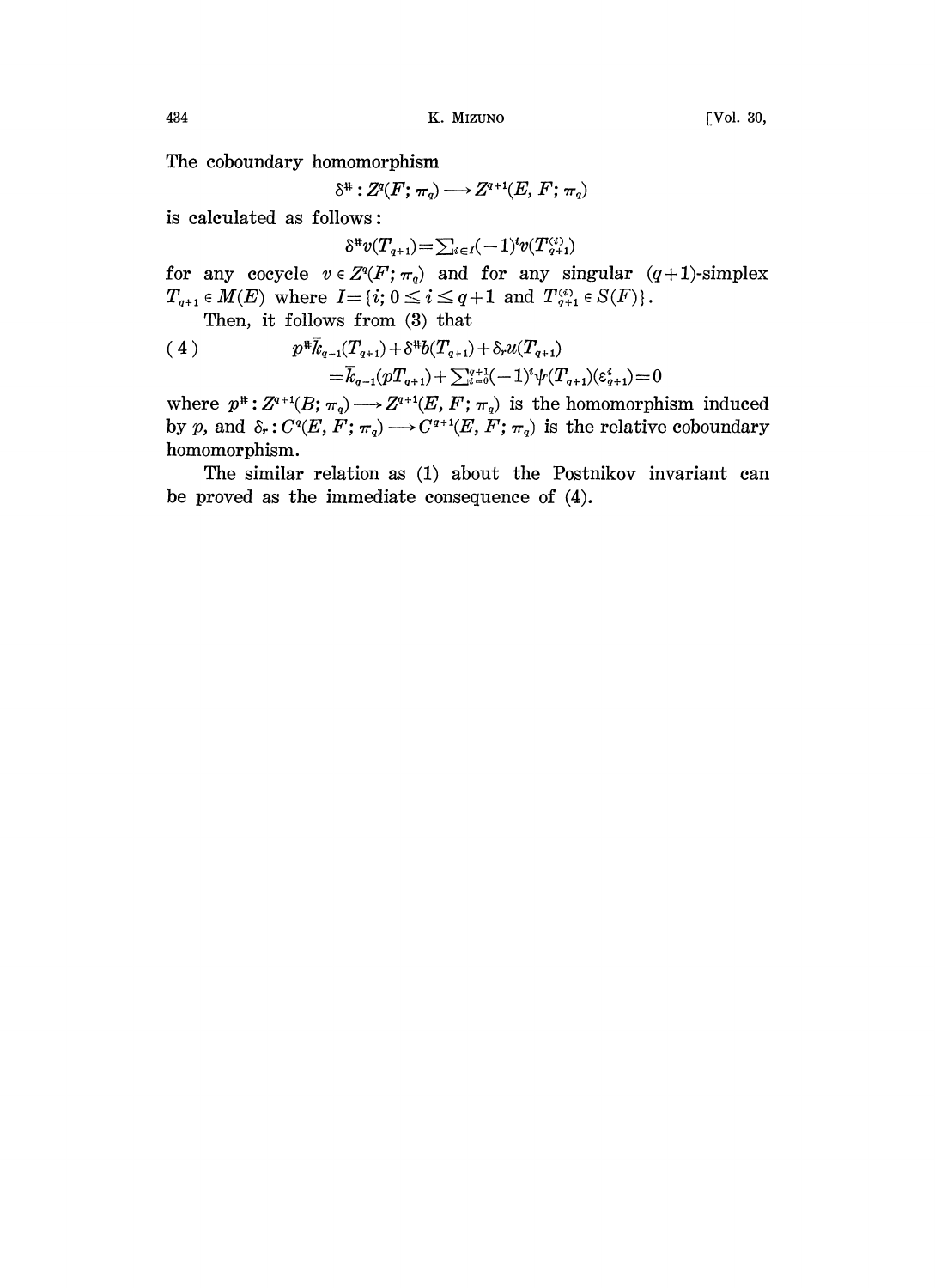The coboundary homomorphism

$$\delta^{\#}: Z^{q}(F; \pi_q) \longrightarrow Z^{q+1}(E, F; \pi_q)$$

is calculated as follows:

$$\delta^{\#} v(T_{q+1}) = \sum_{i \in I} (-1)^i v(T_{q+1}^{(i)})$$

for any cocycle $v \in Z^q(F; \pi_q)$ and for any singular $(q+1)$-simplex $T_{q+1} \in M(E)$ where $I = \{i; 0 \leq i \leq q+1 \text{ and } T_{q+1}^{(i)} \in S(F)\}$.

Then, it follows from (3) that

$$\begin{aligned}(4) \qquad & p^{\#}\bar{k}_{q-1}(T_{q+1}) + \delta^{\#} b(T_{q+1}) + \delta_r u(T_{q+1}) \\ & = \bar{k}_{q-1}(pT_{q+1}) + \textstyle\sum_{i=0}^{q+1} (-1)^i \psi(T_{q+1})(\varepsilon_{q+1}^i) = 0\end{aligned}$$

where $p^{\#}: Z^{q+1}(B; \pi_q) \longrightarrow Z^{q+1}(E, F; \pi_q)$ is the homomorphism induced by $p$, and $\delta_r: C^q(E, F; \pi_q) \longrightarrow C^{q+1}(E, F; \pi_q)$ is the relative coboundary homomorphism.

The similar relation as (1) about the Postnikov invariant can be proved as the immediate consequence of (4).